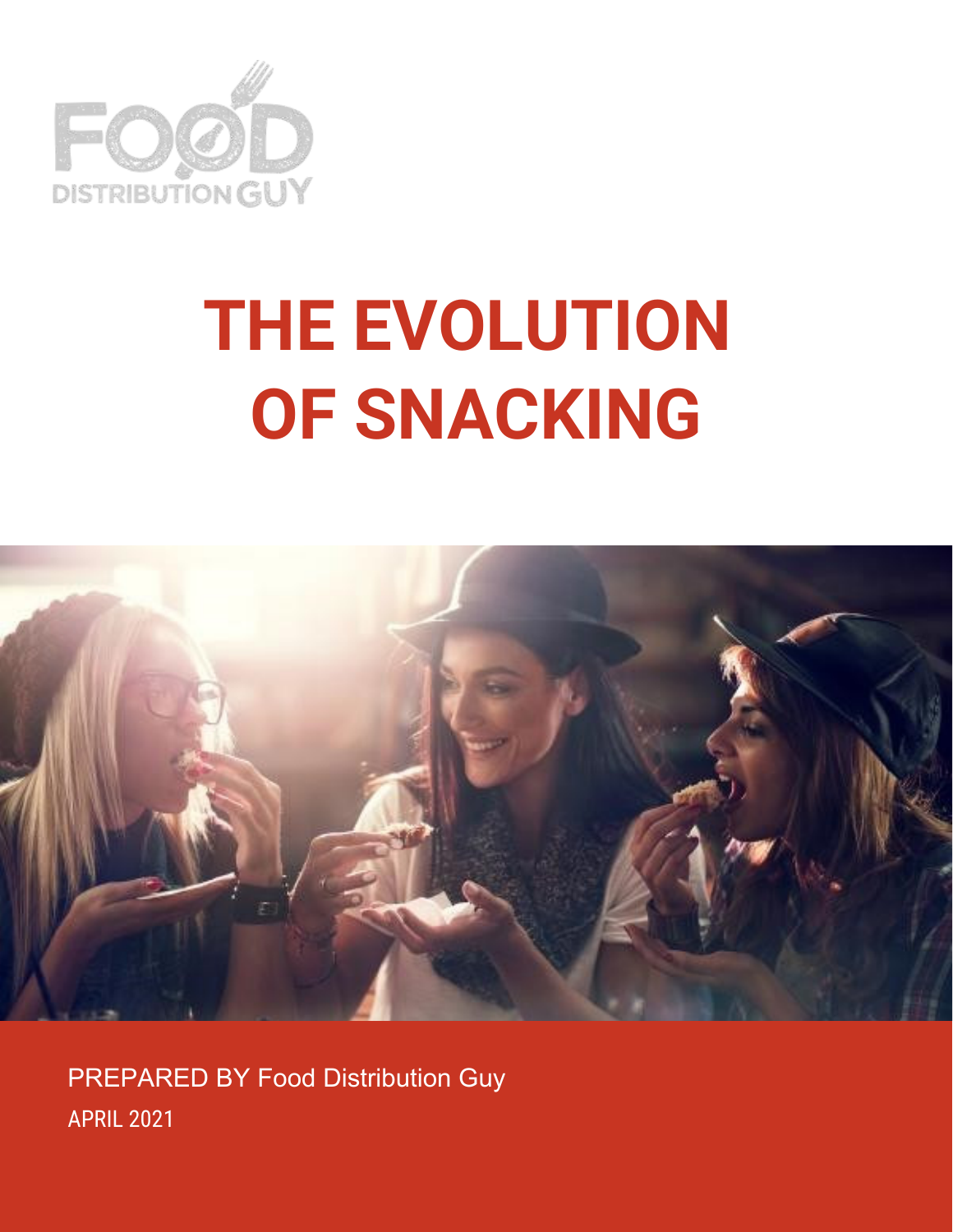FOOD DISTRIBUTION GUY

# THE EVOLUTION OF SNACKING

PREPARED BY Food Distribution Guy

APRIL 2021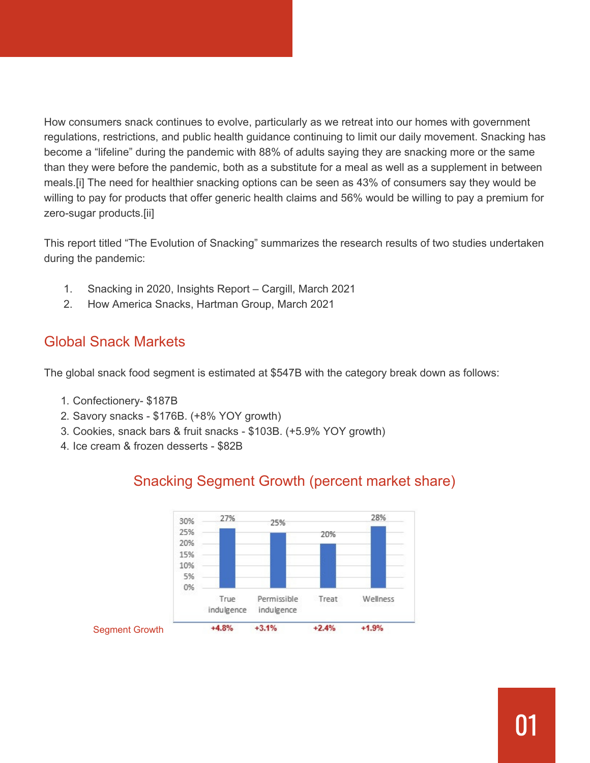How consumers snack continues to evolve, particularly as we retreat into our homes with government regulations, restrictions, and public health guidance continuing to limit our daily movement. Snacking has become a "lifeline" during the pandemic with 88% of adults saying they are snacking more or the same than they were before the pandemic, both as a substitute for a meal as well as a supplement in between meals.[i] The need for healthier snacking options can be seen as 43% of consumers say they would be willing to pay for products that offer generic health claims and 56% would be willing to pay a premium for zero-sugar products.[ii]

This report titled "The Evolution of Snacking" summarizes the research results of two studies undertaken during the pandemic:

1. Snacking in 2020, Insights Report – Cargill, March 2021
2. How America Snacks, Hartman Group, March 2021

## Global Snack Markets

The global snack food segment is estimated at $547B with the category break down as follows:

1. Confectionery- $187B
2. Savory snacks - $176B. (+8% YOY growth)
3. Cookies, snack bars & fruit snacks - $103B. (+5.9% YOY growth)
4. Ice cream & frozen desserts - $82B

### Snacking Segment Growth (percent market share)

| | True indulgence | Permissible indulgence | Treat | Wellness |
|---|---|---|---|---|
| Market share | 27% | 25% | 20% | 28% |
| Segment Growth | +4.8% | +3.1% | +2.4% | +1.9% |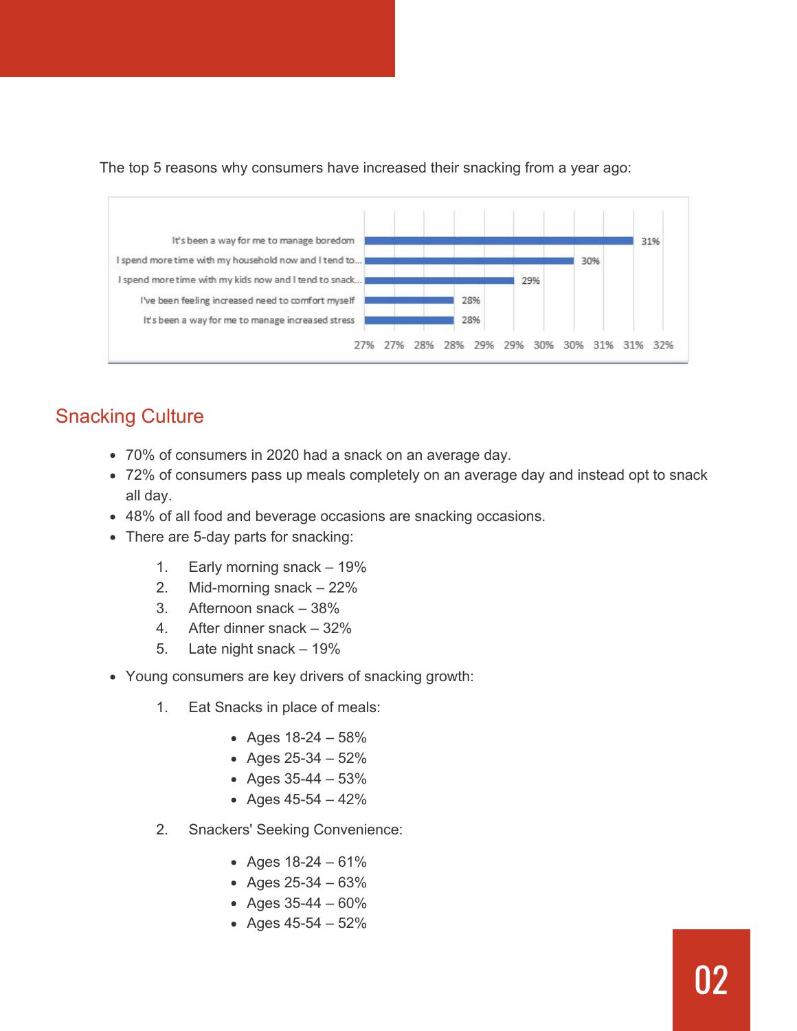The top 5 reasons why consumers have increased their snacking from a year ago:

| Reason | % |
|---|---|
| It's been a way for me to manage boredom | 31% |
| I spend more time with my household now and I tend to... | 30% |
| I spend more time with my kids now and I tend to snack... | 29% |
| I've been feeling increased need to comfort myself | 28% |
| It's been a way for me to manage increased stress | 28% |

## Snacking Culture

- 70% of consumers in 2020 had a snack on an average day.
- 72% of consumers pass up meals completely on an average day and instead opt to snack all day.
- 48% of all food and beverage occasions are snacking occasions.
- There are 5-day parts for snacking:
    1. Early morning snack – 19%
    2. Mid-morning snack – 22%
    3. Afternoon snack – 38%
    4. After dinner snack – 32%
    5. Late night snack – 19%
- Young consumers are key drivers of snacking growth:
    1. Eat Snacks in place of meals:
        - Ages 18-24 – 58%
        - Ages 25-34 – 52%
        - Ages 35-44 – 53%
        - Ages 45-54 – 42%
    2. Snackers' Seeking Convenience:
        - Ages 18-24 – 61%
        - Ages 25-34 – 63%
        - Ages 35-44 – 60%
        - Ages 45-54 – 52%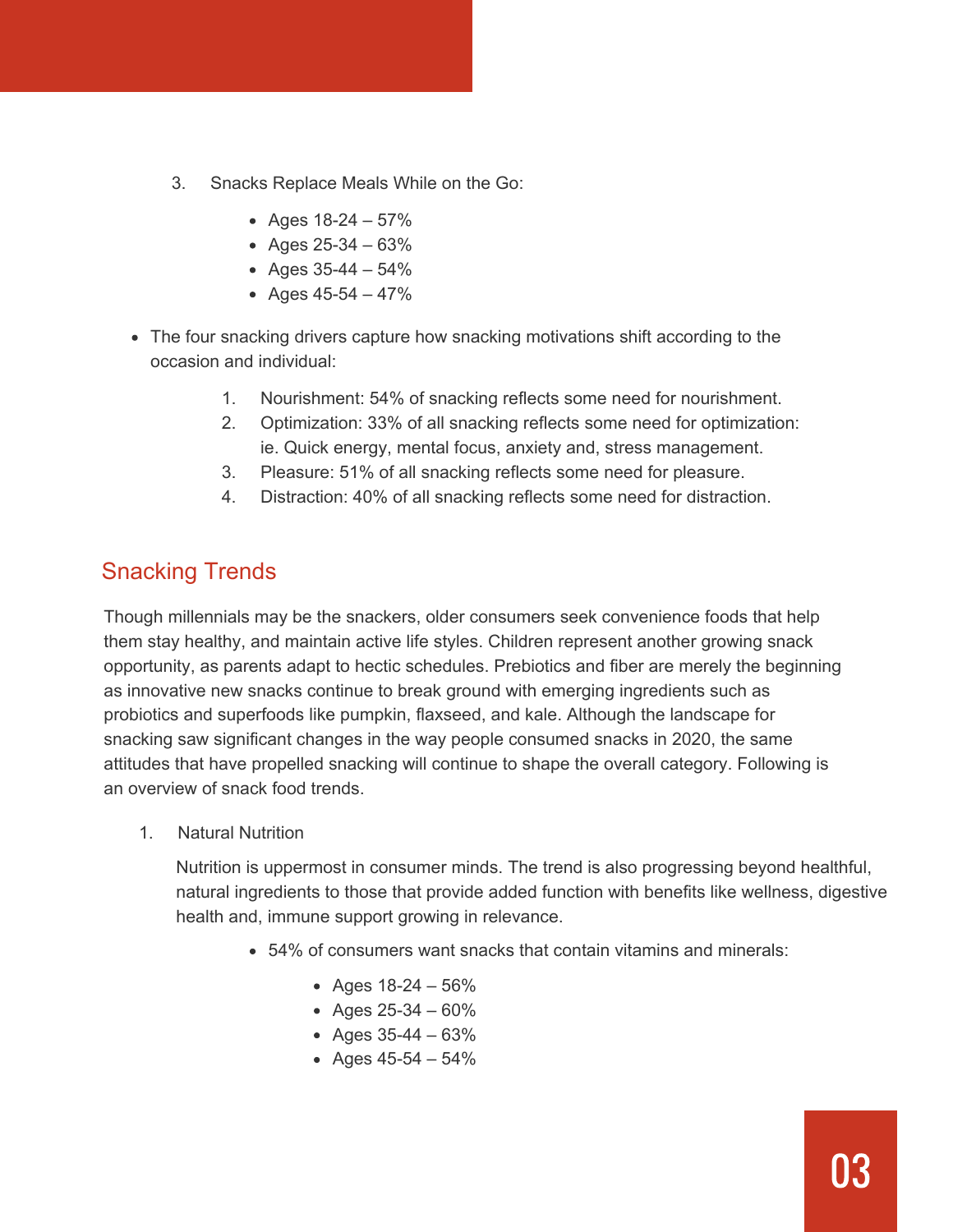3. Snacks Replace Meals While on the Go:

    - Ages 18-24 – 57%
    - Ages 25-34 – 63%
    - Ages 35-44 – 54%
    - Ages 45-54 – 47%

- The four snacking drivers capture how snacking motivations shift according to the occasion and individual:

    1. Nourishment: 54% of snacking reflects some need for nourishment.
    2. Optimization: 33% of all snacking reflects some need for optimization: ie. Quick energy, mental focus, anxiety and, stress management.
    3. Pleasure: 51% of all snacking reflects some need for pleasure.
    4. Distraction: 40% of all snacking reflects some need for distraction.

## Snacking Trends

Though millennials may be the snackers, older consumers seek convenience foods that help them stay healthy, and maintain active life styles. Children represent another growing snack opportunity, as parents adapt to hectic schedules. Prebiotics and fiber are merely the beginning as innovative new snacks continue to break ground with emerging ingredients such as probiotics and superfoods like pumpkin, flaxseed, and kale. Although the landscape for snacking saw significant changes in the way people consumed snacks in 2020, the same attitudes that have propelled snacking will continue to shape the overall category. Following is an overview of snack food trends.

1. Natural Nutrition

    Nutrition is uppermost in consumer minds. The trend is also progressing beyond healthful, natural ingredients to those that provide added function with benefits like wellness, digestive health and, immune support growing in relevance.

    - 54% of consumers want snacks that contain vitamins and minerals:
        - Ages 18-24 – 56%
        - Ages 25-34 – 60%
        - Ages 35-44 – 63%
        - Ages 45-54 – 54%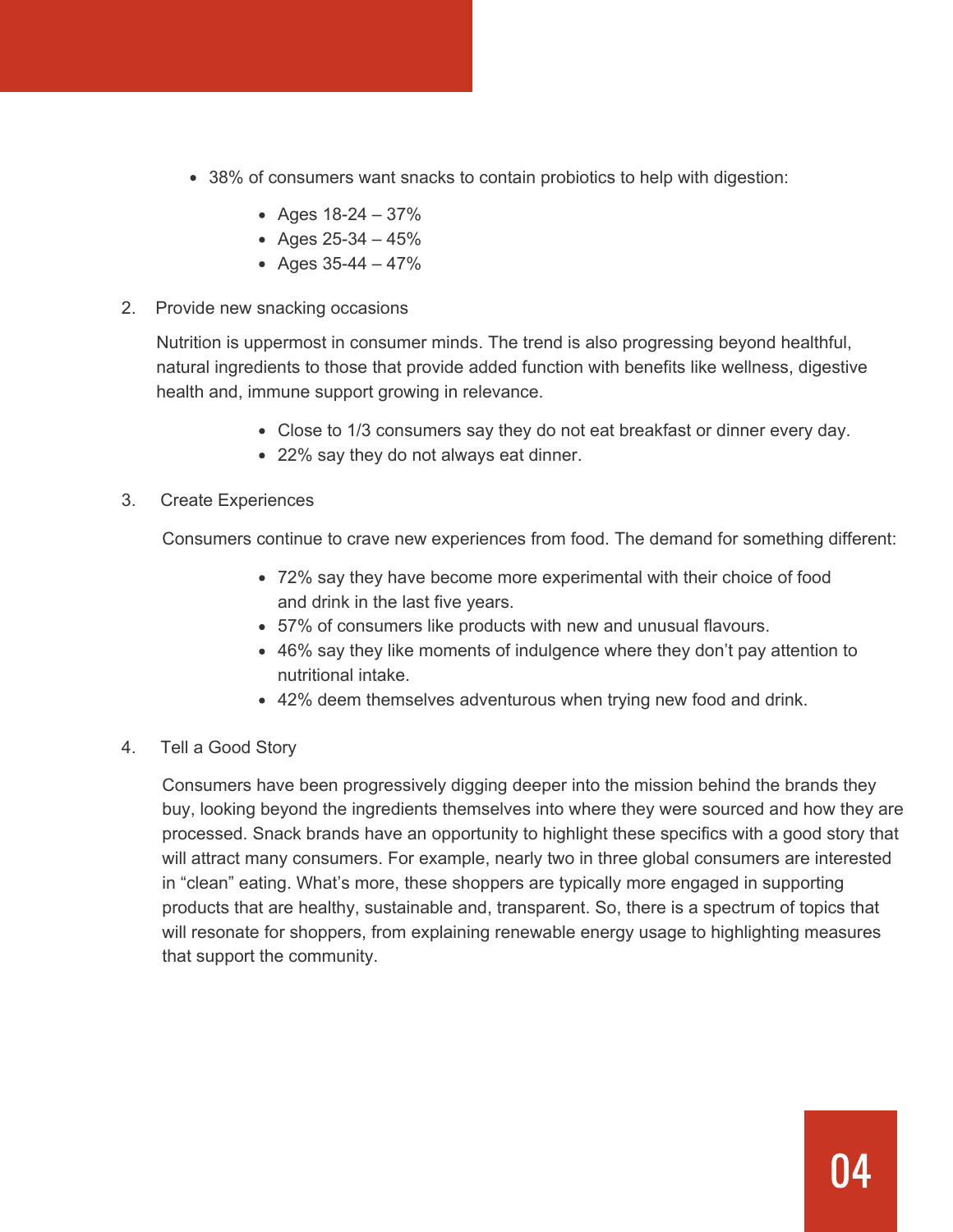- 38% of consumers want snacks to contain probiotics to help with digestion:
    - Ages 18-24 – 37%
    - Ages 25-34 – 45%
    - Ages 35-44 – 47%

2. Provide new snacking occasions

   Nutrition is uppermost in consumer minds. The trend is also progressing beyond healthful, natural ingredients to those that provide added function with benefits like wellness, digestive health and, immune support growing in relevance.

    - Close to 1/3 consumers say they do not eat breakfast or dinner every day.
    - 22% say they do not always eat dinner.

3. Create Experiences

   Consumers continue to crave new experiences from food. The demand for something different:

    - 72% say they have become more experimental with their choice of food and drink in the last five years.
    - 57% of consumers like products with new and unusual flavours.
    - 46% say they like moments of indulgence where they don't pay attention to nutritional intake.
    - 42% deem themselves adventurous when trying new food and drink.

4. Tell a Good Story

   Consumers have been progressively digging deeper into the mission behind the brands they buy, looking beyond the ingredients themselves into where they were sourced and how they are processed. Snack brands have an opportunity to highlight these specifics with a good story that will attract many consumers. For example, nearly two in three global consumers are interested in "clean" eating. What's more, these shoppers are typically more engaged in supporting products that are healthy, sustainable and, transparent. So, there is a spectrum of topics that will resonate for shoppers, from explaining renewable energy usage to highlighting measures that support the community.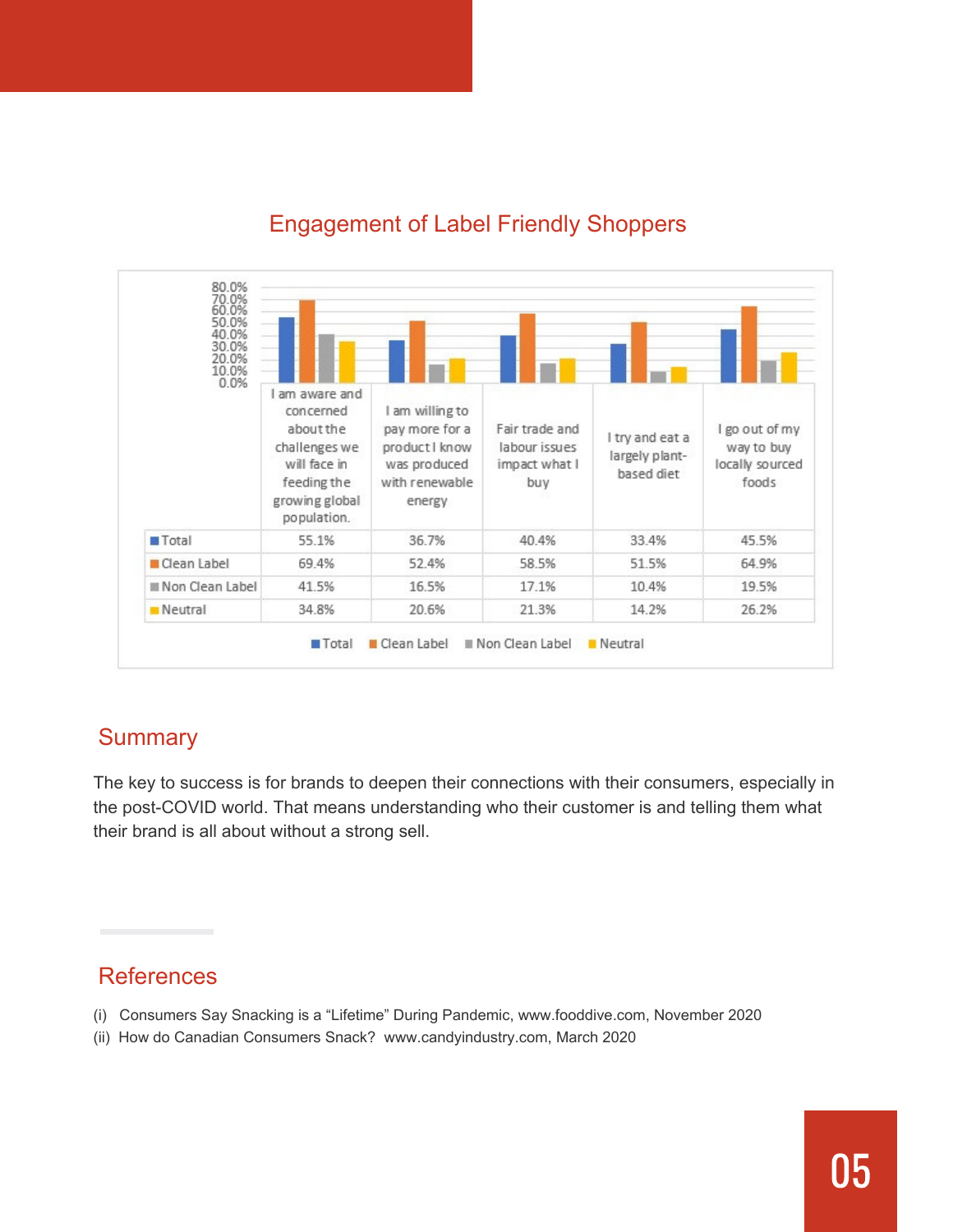## Engagement of Label Friendly Shoppers

| | I am aware and concerned about the challenges we will face in feeding the growing global population. | I am willing to pay more for a product I know was produced with renewable energy | Fair trade and labour issues impact what I buy | I try and eat a largely plant-based diet | I go out of my way to buy locally sourced foods |
|---|---|---|---|---|---|
| Total | 55.1% | 36.7% | 40.4% | 33.4% | 45.5% |
| Clean Label | 69.4% | 52.4% | 58.5% | 51.5% | 64.9% |
| Non Clean Label | 41.5% | 16.5% | 17.1% | 10.4% | 19.5% |
| Neutral | 34.8% | 20.6% | 21.3% | 14.2% | 26.2% |

## Summary

The key to success is for brands to deepen their connections with their consumers, especially in the post-COVID world. That means understanding who their customer is and telling them what their brand is all about without a strong sell.

## References

(i) Consumers Say Snacking is a "Lifetime" During Pandemic, www.fooddive.com, November 2020

(ii) How do Canadian Consumers Snack? www.candyindustry.com, March 2020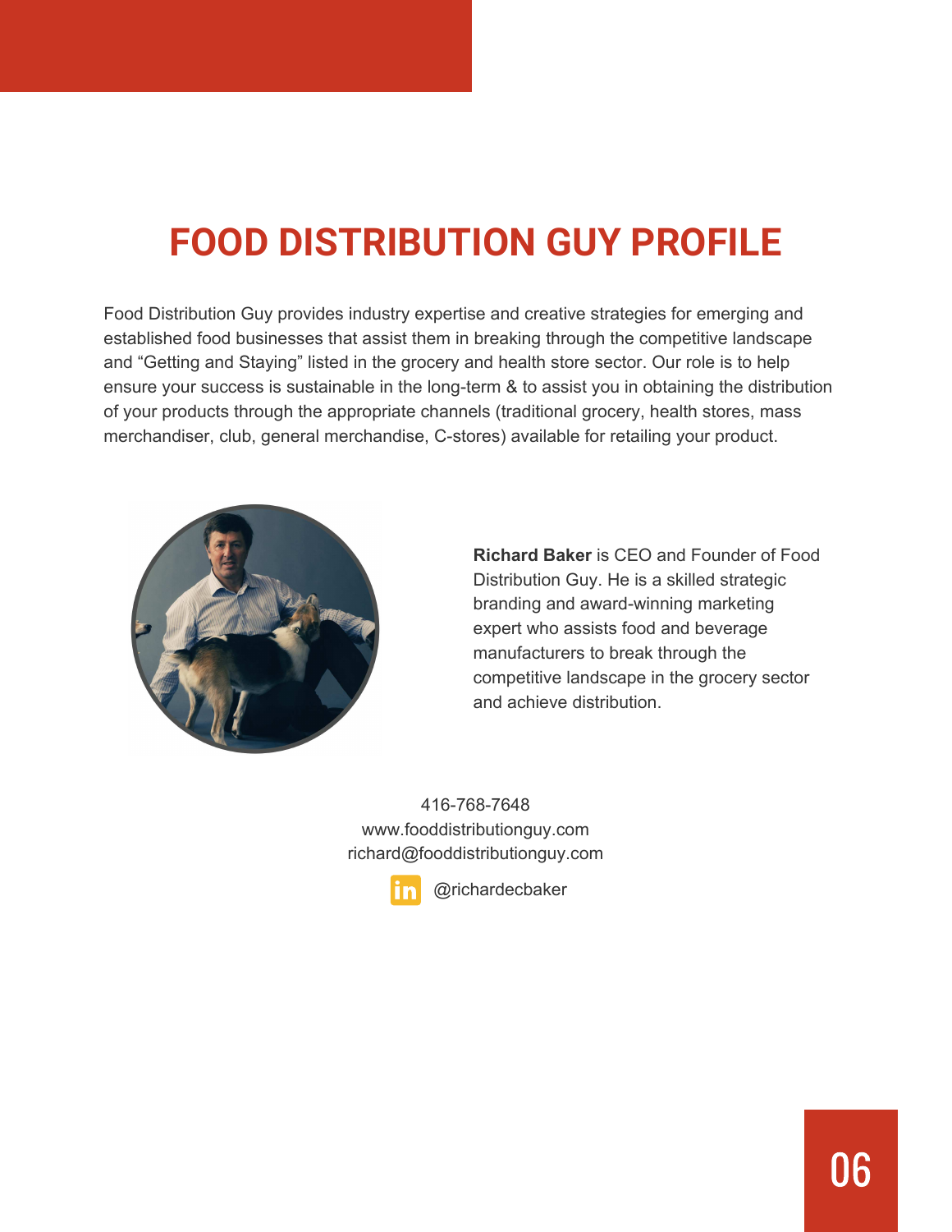# FOOD DISTRIBUTION GUY PROFILE

Food Distribution Guy provides industry expertise and creative strategies for emerging and established food businesses that assist them in breaking through the competitive landscape and "Getting and Staying" listed in the grocery and health store sector. Our role is to help ensure your success is sustainable in the long-term & to assist you in obtaining the distribution of your products through the appropriate channels (traditional grocery, health stores, mass merchandiser, club, general merchandise, C-stores) available for retailing your product.

**Richard Baker** is CEO and Founder of Food Distribution Guy. He is a skilled strategic branding and award-winning marketing expert who assists food and beverage manufacturers to break through the competitive landscape in the grocery sector and achieve distribution.

416-768-7648
www.fooddistributionguy.com
richard@fooddistributionguy.com

@richardecbaker